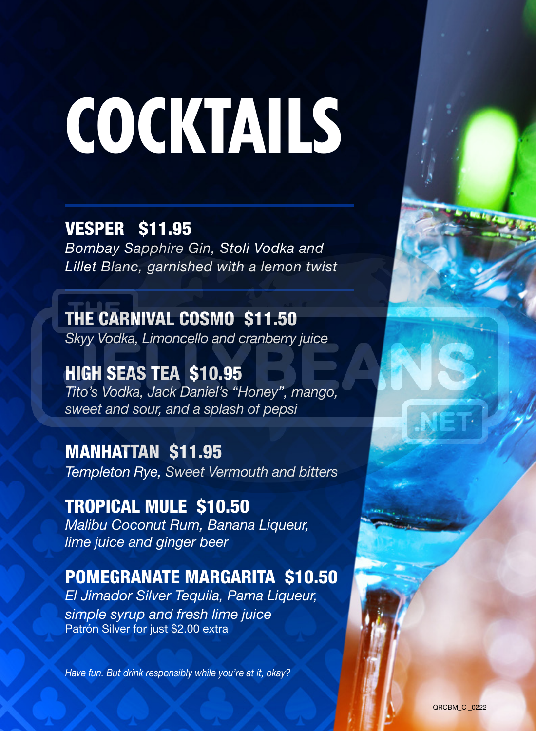# COCKTAILS

## VESPER $11.95

*Bombay Sapphire Gin, Stoli Vodka and Lillet Blanc, garnished with a lemon twist*

## THE CARNIVAL COSMO $11.50

*Skyy Vodka, Limoncello and cranberry juice*

## HIGH SEAS TEA $10.95

*Tito's Vodka, Jack Daniel's "Honey", mango, sweet and sour, and a splash of pepsi*

## MANHATTAN $11.95

*Templeton Rye, Sweet Vermouth and bitters*

## TROPICAL MULE $10.50

*Malibu Coconut Rum, Banana Liqueur, lime juice and ginger beer*

## POMEGRANATE MARGARITA $10.50

*El Jimador Silver Tequila, Pama Liqueur, simple syrup and fresh lime juice*

Patrón Silver for just $2.00 extra

*Have fun. But drink responsibly while you're at it, okay?*

QRCBM_C _0222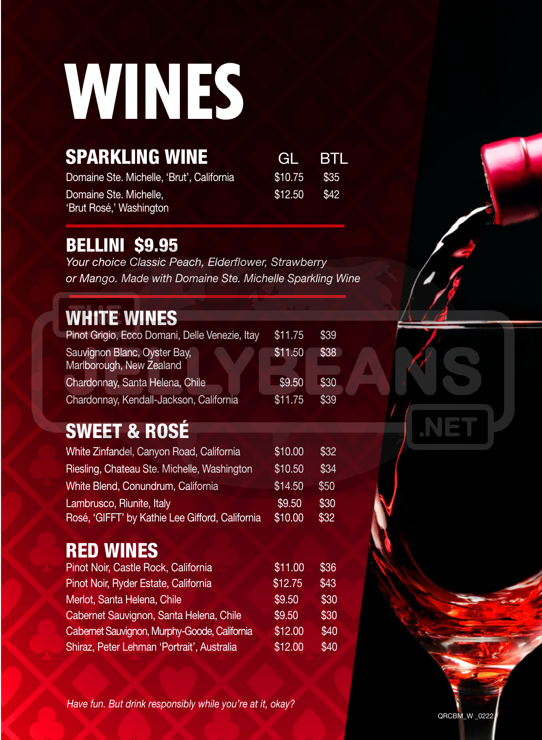# WINES

## SPARKLING WINE

| | GL | BTL |
|---|---|---|
| Domaine Ste. Michelle, 'Brut', California | $10.75 | $35 |
| Domaine Ste. Michelle, 'Brut Rosé,' Washington | $12.50 | $42 |

## BELLINI $9.95

*Your choice Classic Peach, Elderflower, Strawberry or Mango. Made with Domaine Ste. Michelle Sparkling Wine*

## WHITE WINES

| | GL | BTL |
|---|---|---|
| Pinot Grigio, Ecco Domani, Delle Venezie, Itay | $11.75 | $39 |
| Sauvignon Blanc, Oyster Bay, Marlborough, New Zealand | $11.50 | $38 |
| Chardonnay, Santa Helena, Chile | $9.50 | $30 |
| Chardonnay, Kendall-Jackson, California | $11.75 | $39 |

## SWEET & ROSÉ

| | GL | BTL |
|---|---|---|
| White Zinfandel, Canyon Road, California | $10.00 | $32 |
| Riesling, Chateau Ste. Michelle, Washington | $10.50 | $34 |
| White Blend, Conundrum, California | $14.50 | $50 |
| Lambrusco, Riunite, Italy | $9.50 | $30 |
| Rosé, 'GIFFT' by Kathie Lee Gifford, California | $10.00 | $32 |

## RED WINES

| | GL | BTL |
|---|---|---|
| Pinot Noir, Castle Rock, California | $11.00 | $36 |
| Pinot Noir, Ryder Estate, California | $12.75 | $43 |
| Merlot, Santa Helena, Chile | $9.50 | $30 |
| Cabernet Sauvignon, Santa Helena, Chile | $9.50 | $30 |
| Cabernet Sauvignon, Murphy-Goode, California | $12.00 | $40 |
| Shiraz, Peter Lehman 'Portrait', Australia | $12.00 | $40 |

*Have fun. But drink responsibly while you're at it, okay?*

QRCBM_W _0222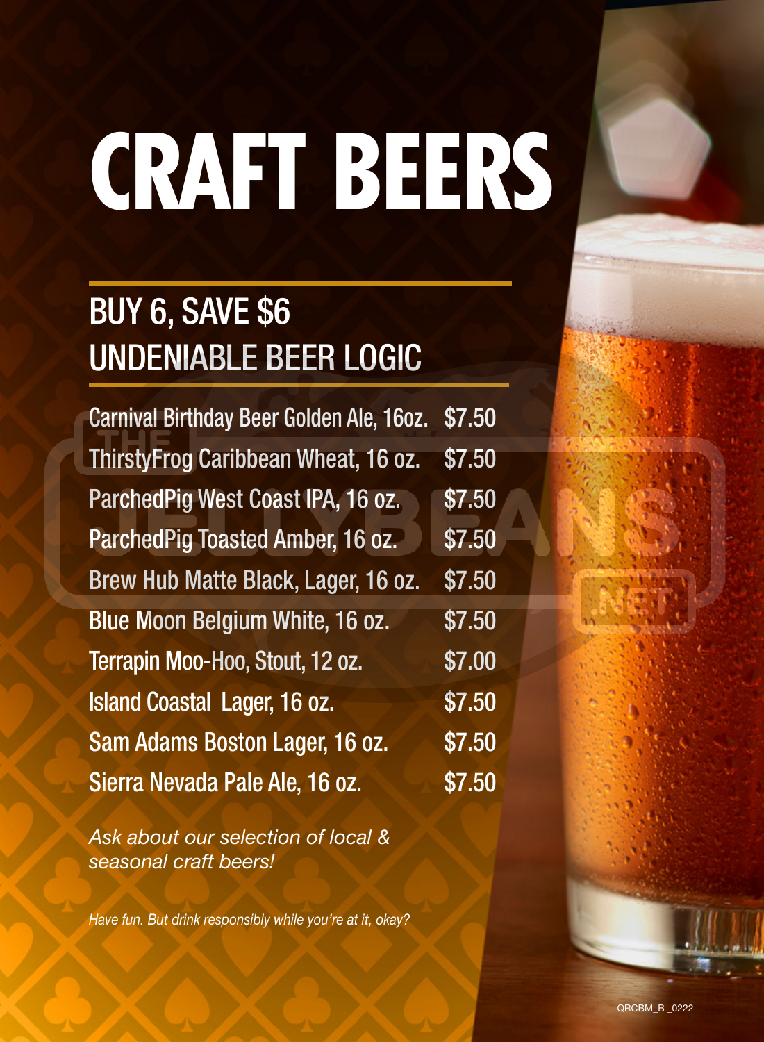# CRAFT BEERS

## BUY 6, SAVE $6
## UNDENIABLE BEER LOGIC

| | |
|---|---|
| Carnival Birthday Beer Golden Ale, 16oz. | $7.50 |
| ThirstyFrog Caribbean Wheat, 16 oz. | $7.50 |
| ParchedPig West Coast IPA, 16 oz. | $7.50 |
| ParchedPig Toasted Amber, 16 oz. | $7.50 |
| Brew Hub Matte Black, Lager, 16 oz. | $7.50 |
| Blue Moon Belgium White, 16 oz. | $7.50 |
| Terrapin Moo-Hoo, Stout, 12 oz. | $7.00 |
| Island Coastal Lager, 16 oz. | $7.50 |
| Sam Adams Boston Lager, 16 oz. | $7.50 |
| Sierra Nevada Pale Ale, 16 oz. | $7.50 |

*Ask about our selection of local & seasonal craft beers!*

*Have fun. But drink responsibly while you're at it, okay?*

QRCBM_B _0222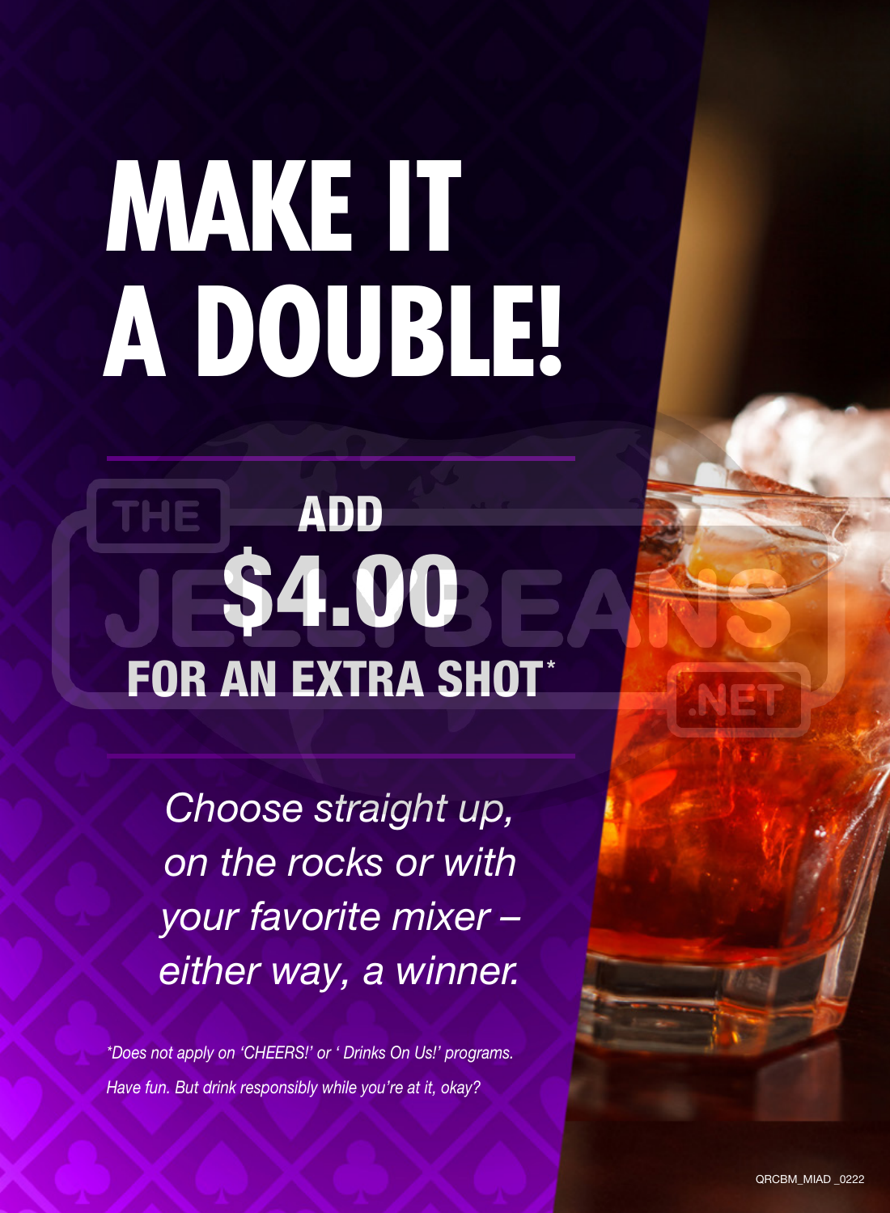# MAKE IT A DOUBLE!

## ADD $4.00 FOR AN EXTRA SHOT*

*Choose straight up, on the rocks or with your favorite mixer – either way, a winner.*

*\*Does not apply on 'CHEERS!' or ' Drinks On Us!' programs.*

*Have fun. But drink responsibly while you're at it, okay?*

QRCBM_MIAD _0222